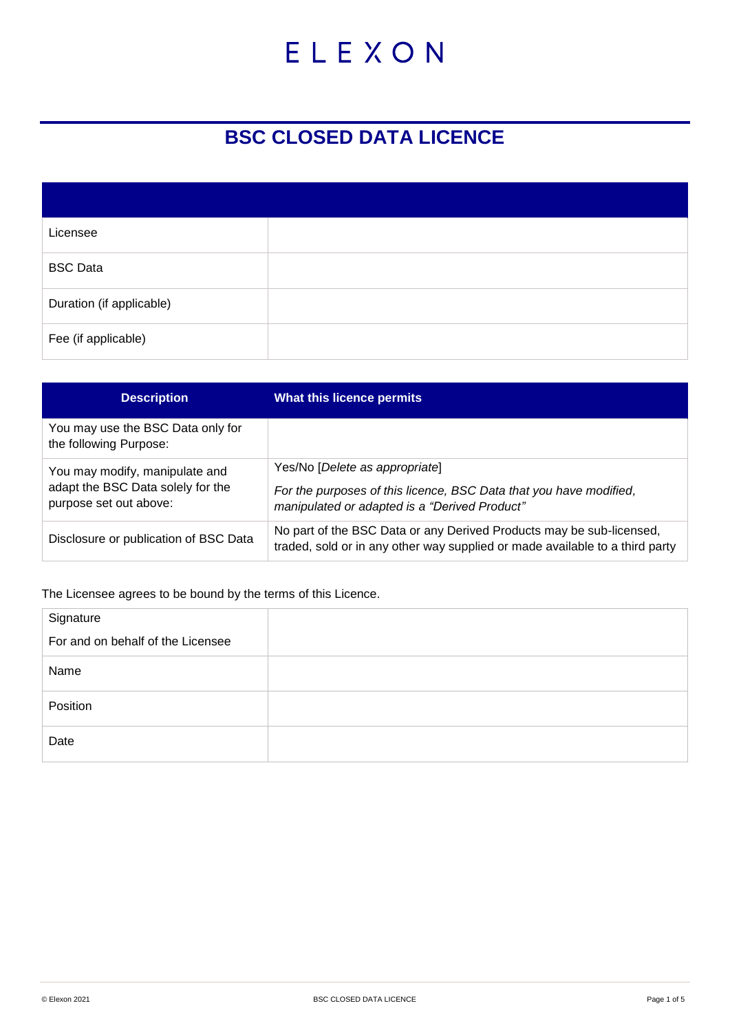ELEXON

# BSC CLOSED DATA LICENCE

| | |
|---|---|
| Licensee | |
| BSC Data | |
| Duration (if applicable) | |
| Fee (if applicable) | |

| Description | What this licence permits |
|---|---|
| You may use the BSC Data only for the following Purpose: | |
| You may modify, manipulate and adapt the BSC Data solely for the purpose set out above: | Yes/No [*Delete as appropriate*] *For the purposes of this licence, BSC Data that you have modified, manipulated or adapted is a "Derived Product"* |
| Disclosure or publication of BSC Data | No part of the BSC Data or any Derived Products may be sub-licensed, traded, sold or in any other way supplied or made available to a third party |

The Licensee agrees to be bound by the terms of this Licence.

| | |
|---|---|
| Signature For and on behalf of the Licensee | |
| Name | |
| Position | |
| Date | |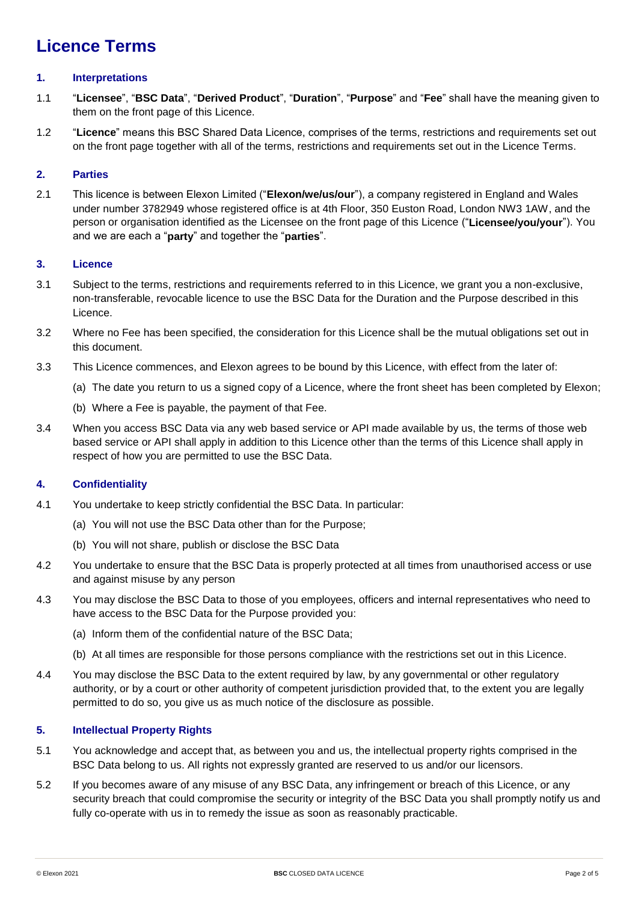# Licence Terms

### 1. Interpretations

1.1 "**Licensee**", "**BSC Data**", "**Derived Product**", "**Duration**", "**Purpose**" and "**Fee**" shall have the meaning given to them on the front page of this Licence.

1.2 "**Licence**" means this BSC Shared Data Licence, comprises of the terms, restrictions and requirements set out on the front page together with all of the terms, restrictions and requirements set out in the Licence Terms.

### 2. Parties

2.1 This licence is between Elexon Limited ("**Elexon/we/us/our**"), a company registered in England and Wales under number 3782949 whose registered office is at 4th Floor, 350 Euston Road, London NW3 1AW, and the person or organisation identified as the Licensee on the front page of this Licence ("**Licensee/you/your**"). You and we are each a "**party**" and together the "**parties**".

### 3. Licence

3.1 Subject to the terms, restrictions and requirements referred to in this Licence, we grant you a non-exclusive, non-transferable, revocable licence to use the BSC Data for the Duration and the Purpose described in this Licence.

3.2 Where no Fee has been specified, the consideration for this Licence shall be the mutual obligations set out in this document.

3.3 This Licence commences, and Elexon agrees to be bound by this Licence, with effect from the later of:

(a) The date you return to us a signed copy of a Licence, where the front sheet has been completed by Elexon;

(b) Where a Fee is payable, the payment of that Fee.

3.4 When you access BSC Data via any web based service or API made available by us, the terms of those web based service or API shall apply in addition to this Licence other than the terms of this Licence shall apply in respect of how you are permitted to use the BSC Data.

### 4. Confidentiality

4.1 You undertake to keep strictly confidential the BSC Data. In particular:

(a) You will not use the BSC Data other than for the Purpose;

(b) You will not share, publish or disclose the BSC Data

4.2 You undertake to ensure that the BSC Data is properly protected at all times from unauthorised access or use and against misuse by any person

4.3 You may disclose the BSC Data to those of you employees, officers and internal representatives who need to have access to the BSC Data for the Purpose provided you:

(a) Inform them of the confidential nature of the BSC Data;

(b) At all times are responsible for those persons compliance with the restrictions set out in this Licence.

4.4 You may disclose the BSC Data to the extent required by law, by any governmental or other regulatory authority, or by a court or other authority of competent jurisdiction provided that, to the extent you are legally permitted to do so, you give us as much notice of the disclosure as possible.

### 5. Intellectual Property Rights

5.1 You acknowledge and accept that, as between you and us, the intellectual property rights comprised in the BSC Data belong to us. All rights not expressly granted are reserved to us and/or our licensors.

5.2 If you becomes aware of any misuse of any BSC Data, any infringement or breach of this Licence, or any security breach that could compromise the security or integrity of the BSC Data you shall promptly notify us and fully co-operate with us in to remedy the issue as soon as reasonably practicable.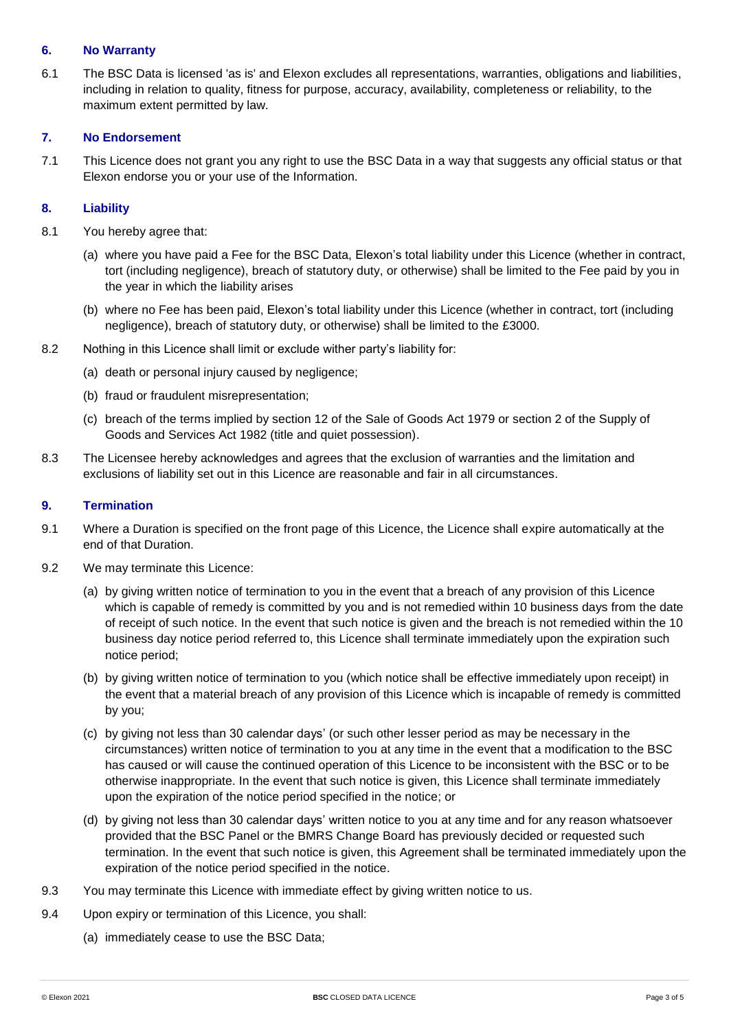## 6. No Warranty

6.1 The BSC Data is licensed 'as is' and Elexon excludes all representations, warranties, obligations and liabilities, including in relation to quality, fitness for purpose, accuracy, availability, completeness or reliability, to the maximum extent permitted by law.

## 7. No Endorsement

7.1 This Licence does not grant you any right to use the BSC Data in a way that suggests any official status or that Elexon endorse you or your use of the Information.

## 8. Liability

8.1 You hereby agree that:

(a) where you have paid a Fee for the BSC Data, Elexon's total liability under this Licence (whether in contract, tort (including negligence), breach of statutory duty, or otherwise) shall be limited to the Fee paid by you in the year in which the liability arises

(b) where no Fee has been paid, Elexon's total liability under this Licence (whether in contract, tort (including negligence), breach of statutory duty, or otherwise) shall be limited to the £3000.

8.2 Nothing in this Licence shall limit or exclude wither party's liability for:

(a) death or personal injury caused by negligence;

(b) fraud or fraudulent misrepresentation;

(c) breach of the terms implied by section 12 of the Sale of Goods Act 1979 or section 2 of the Supply of Goods and Services Act 1982 (title and quiet possession).

8.3 The Licensee hereby acknowledges and agrees that the exclusion of warranties and the limitation and exclusions of liability set out in this Licence are reasonable and fair in all circumstances.

## 9. Termination

9.1 Where a Duration is specified on the front page of this Licence, the Licence shall expire automatically at the end of that Duration.

9.2 We may terminate this Licence:

(a) by giving written notice of termination to you in the event that a breach of any provision of this Licence which is capable of remedy is committed by you and is not remedied within 10 business days from the date of receipt of such notice. In the event that such notice is given and the breach is not remedied within the 10 business day notice period referred to, this Licence shall terminate immediately upon the expiration such notice period;

(b) by giving written notice of termination to you (which notice shall be effective immediately upon receipt) in the event that a material breach of any provision of this Licence which is incapable of remedy is committed by you;

(c) by giving not less than 30 calendar days' (or such other lesser period as may be necessary in the circumstances) written notice of termination to you at any time in the event that a modification to the BSC has caused or will cause the continued operation of this Licence to be inconsistent with the BSC or to be otherwise inappropriate. In the event that such notice is given, this Licence shall terminate immediately upon the expiration of the notice period specified in the notice; or

(d) by giving not less than 30 calendar days' written notice to you at any time and for any reason whatsoever provided that the BSC Panel or the BMRS Change Board has previously decided or requested such termination. In the event that such notice is given, this Agreement shall be terminated immediately upon the expiration of the notice period specified in the notice.

9.3 You may terminate this Licence with immediate effect by giving written notice to us.

9.4 Upon expiry or termination of this Licence, you shall:

(a) immediately cease to use the BSC Data;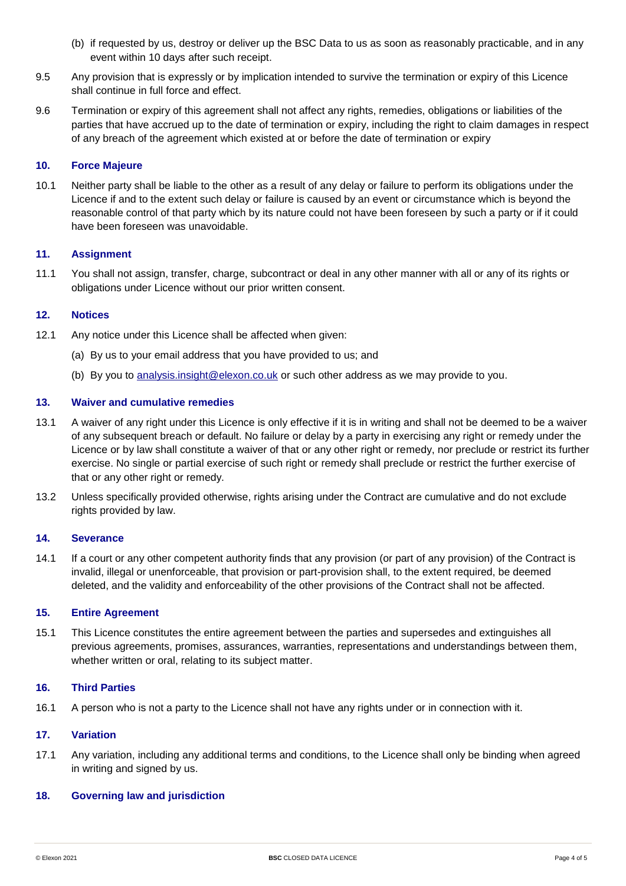(b) if requested by us, destroy or deliver up the BSC Data to us as soon as reasonably practicable, and in any event within 10 days after such receipt.

9.5 Any provision that is expressly or by implication intended to survive the termination or expiry of this Licence shall continue in full force and effect.

9.6 Termination or expiry of this agreement shall not affect any rights, remedies, obligations or liabilities of the parties that have accrued up to the date of termination or expiry, including the right to claim damages in respect of any breach of the agreement which existed at or before the date of termination or expiry

### 10. Force Majeure

10.1 Neither party shall be liable to the other as a result of any delay or failure to perform its obligations under the Licence if and to the extent such delay or failure is caused by an event or circumstance which is beyond the reasonable control of that party which by its nature could not have been foreseen by such a party or if it could have been foreseen was unavoidable.

### 11. Assignment

11.1 You shall not assign, transfer, charge, subcontract or deal in any other manner with all or any of its rights or obligations under Licence without our prior written consent.

### 12. Notices

12.1 Any notice under this Licence shall be affected when given:

(a) By us to your email address that you have provided to us; and

(b) By you to analysis.insight@elexon.co.uk or such other address as we may provide to you.

### 13. Waiver and cumulative remedies

13.1 A waiver of any right under this Licence is only effective if it is in writing and shall not be deemed to be a waiver of any subsequent breach or default. No failure or delay by a party in exercising any right or remedy under the Licence or by law shall constitute a waiver of that or any other right or remedy, nor preclude or restrict its further exercise. No single or partial exercise of such right or remedy shall preclude or restrict the further exercise of that or any other right or remedy.

13.2 Unless specifically provided otherwise, rights arising under the Contract are cumulative and do not exclude rights provided by law.

### 14. Severance

14.1 If a court or any other competent authority finds that any provision (or part of any provision) of the Contract is invalid, illegal or unenforceable, that provision or part-provision shall, to the extent required, be deemed deleted, and the validity and enforceability of the other provisions of the Contract shall not be affected.

### 15. Entire Agreement

15.1 This Licence constitutes the entire agreement between the parties and supersedes and extinguishes all previous agreements, promises, assurances, warranties, representations and understandings between them, whether written or oral, relating to its subject matter.

### 16. Third Parties

16.1 A person who is not a party to the Licence shall not have any rights under or in connection with it.

### 17. Variation

17.1 Any variation, including any additional terms and conditions, to the Licence shall only be binding when agreed in writing and signed by us.

### 18. Governing law and jurisdiction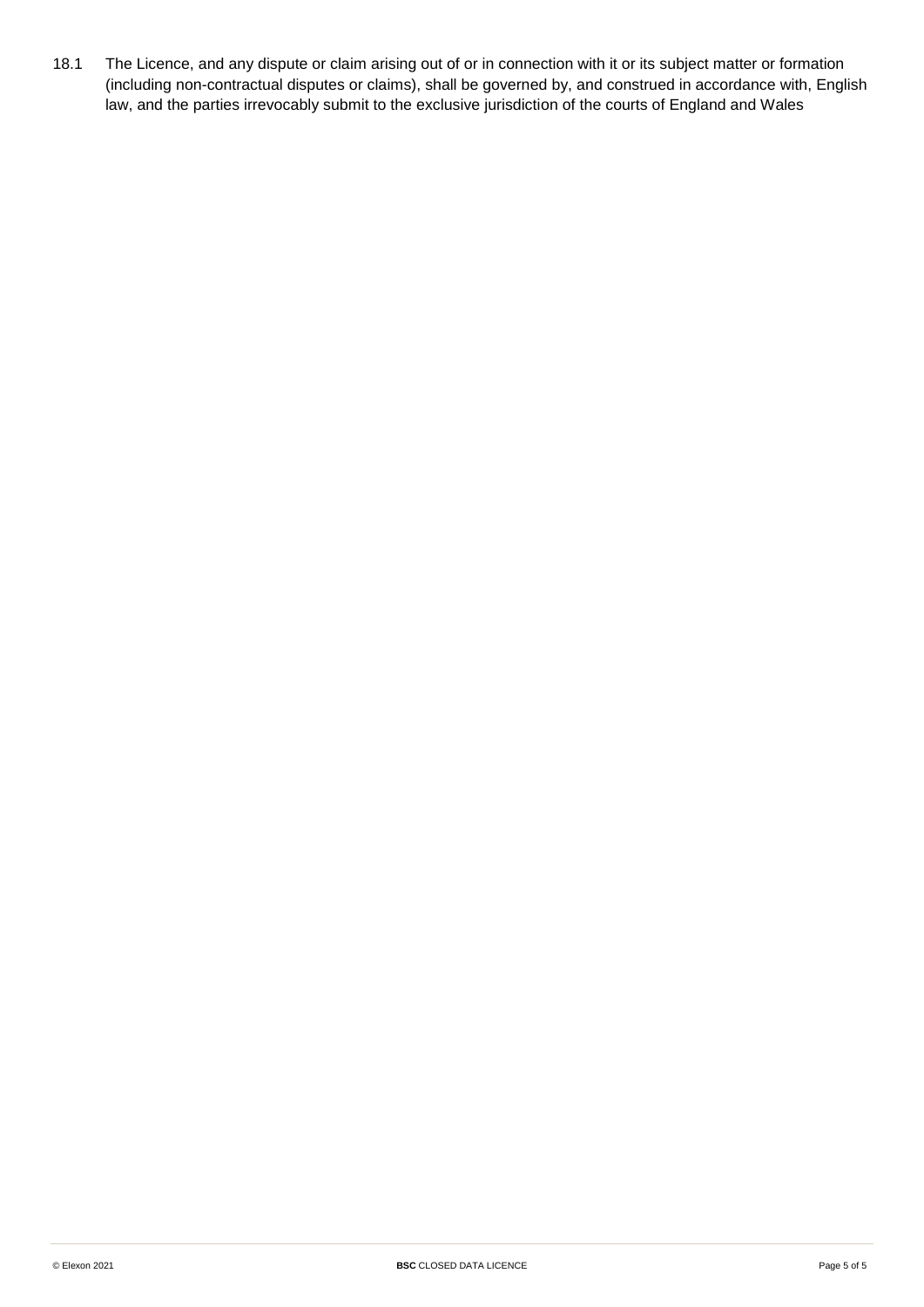18.1 The Licence, and any dispute or claim arising out of or in connection with it or its subject matter or formation (including non-contractual disputes or claims), shall be governed by, and construed in accordance with, English law, and the parties irrevocably submit to the exclusive jurisdiction of the courts of England and Wales